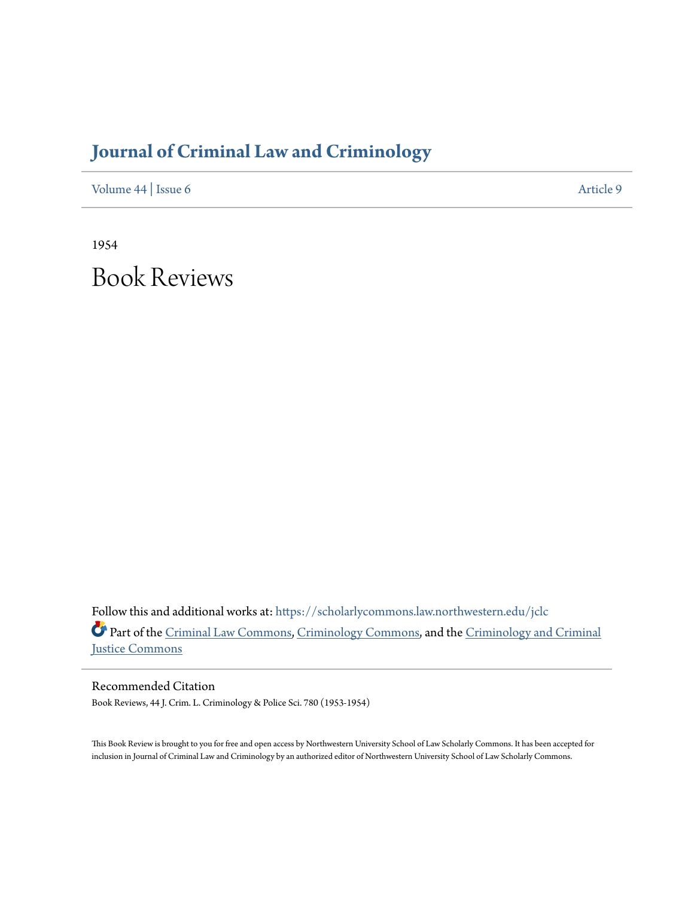# Journal of Criminal Law and Criminology

Volume 44 | Issue 6 Article 9

1954

# Book Reviews

Follow this and additional works at: https://scholarlycommons.law.northwestern.edu/jclc

Part of the Criminal Law Commons, Criminology Commons, and the Criminology and Criminal Justice Commons

## Recommended Citation

Book Reviews, 44 J. Crim. L. Criminology & Police Sci. 780 (1953-1954)

This Book Review is brought to you for free and open access by Northwestern University School of Law Scholarly Commons. It has been accepted for inclusion in Journal of Criminal Law and Criminology by an authorized editor of Northwestern University School of Law Scholarly Commons.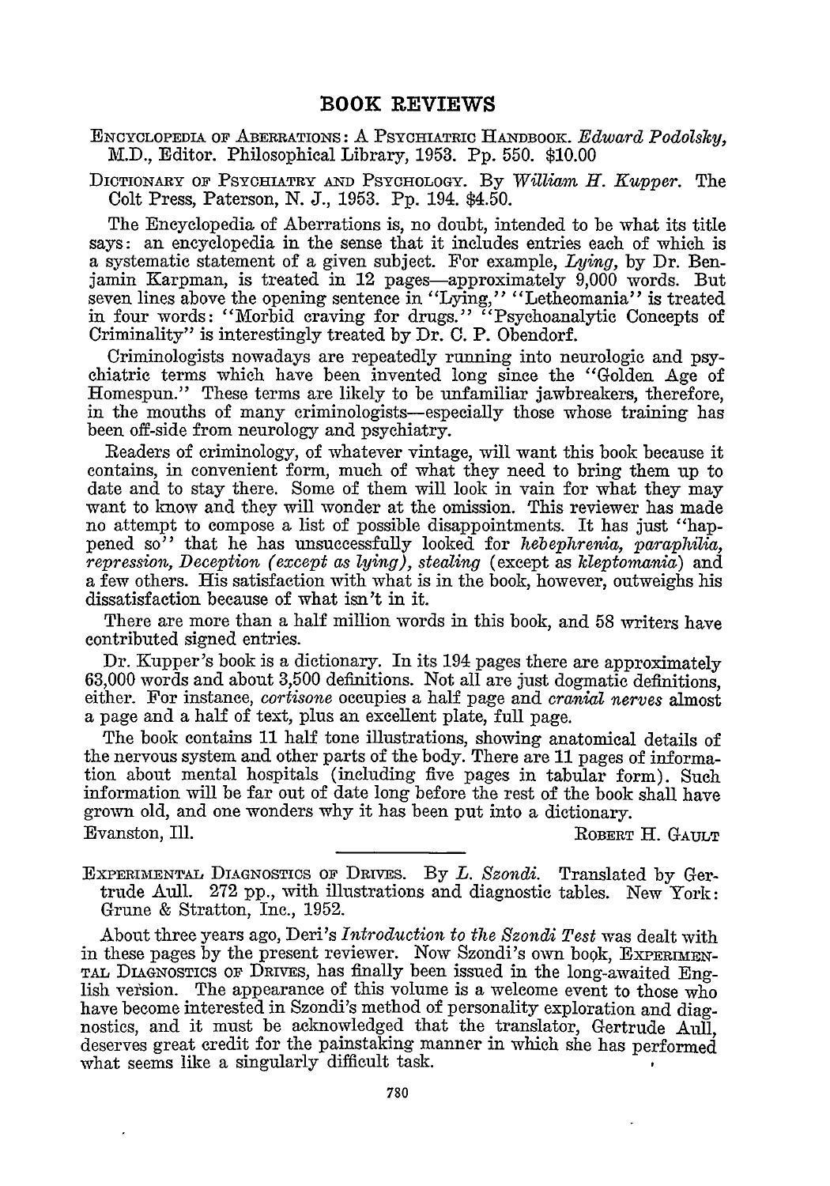## BOOK REVIEWS

ENCYCLOPEDIA OF ABERRATIONS: A PSYCHIATRIC HANDBOOK. *Edward Podolsky*, M.D., Editor. Philosophical Library, 1953. Pp. 550. $10.00

DICTIONARY OF PSYCHIATRY AND PSYCHOLOGY. By *William H. Kupper*. The Colt Press, Paterson, N. J., 1953. Pp. 194. $4.50.

The Encyclopedia of Aberrations is, no doubt, intended to be what its title says: an encyclopedia in the sense that it includes entries each of which is a systematic statement of a given subject. For example, *Lying*, by Dr. Benjamin Karpman, is treated in 12 pages—approximately 9,000 words. But seven lines above the opening sentence in "Lying," "Letheomania" is treated in four words: "Morbid craving for drugs." "Psychoanalytic Concepts of Criminality" is interestingly treated by Dr. C. P. Obendorf.

Criminologists nowadays are repeatedly running into neurologic and psychiatric terms which have been invented long since the "Golden Age of Homespun." These terms are likely to be unfamiliar jawbreakers, therefore, in the mouths of many criminologists—especially those whose training has been off-side from neurology and psychiatry.

Readers of criminology, of whatever vintage, will want this book because it contains, in convenient form, much of what they need to bring them up to date and to stay there. Some of them will look in vain for what they may want to know and they will wonder at the omission. This reviewer has made no attempt to compose a list of possible disappointments. It has just "happened so" that he has unsuccessfully looked for *hebephrenia, paraphilia, repression, Deception (except as lying), stealing* (except as *kleptomania*) and a few others. His satisfaction with what is in the book, however, outweighs his dissatisfaction because of what isn't in it.

There are more than a half million words in this book, and 58 writers have contributed signed entries.

Dr. Kupper's book is a dictionary. In its 194 pages there are approximately 63,000 words and about 3,500 definitions. Not all are just dogmatic definitions, either. For instance, *cortisone* occupies a half page and *cranial nerves* almost a page and a half of text, plus an excellent plate, full page.

The book contains 11 half tone illustrations, showing anatomical details of the nervous system and other parts of the body. There are 11 pages of information about mental hospitals (including five pages in tabular form). Such information will be far out of date long before the rest of the book shall have grown old, and one wonders why it has been put into a dictionary.

Evanston, Ill. ROBERT H. GAULT

---

EXPERIMENTAL DIAGNOSTICS OF DRIVES. By *L. Szondi*. Translated by Gertrude Aull. 272 pp., with illustrations and diagnostic tables. New York: Grune & Stratton, Inc., 1952.

About three years ago, Deri's *Introduction to the Szondi Test* was dealt with in these pages by the present reviewer. Now Szondi's own book, EXPERIMENTAL DIAGNOSTICS OF DRIVES, has finally been issued in the long-awaited English version. The appearance of this volume is a welcome event to those who have become interested in Szondi's method of personality exploration and diagnostics, and it must be acknowledged that the translator, Gertrude Aull, deserves great credit for the painstaking manner in which she has performed what seems like a singularly difficult task.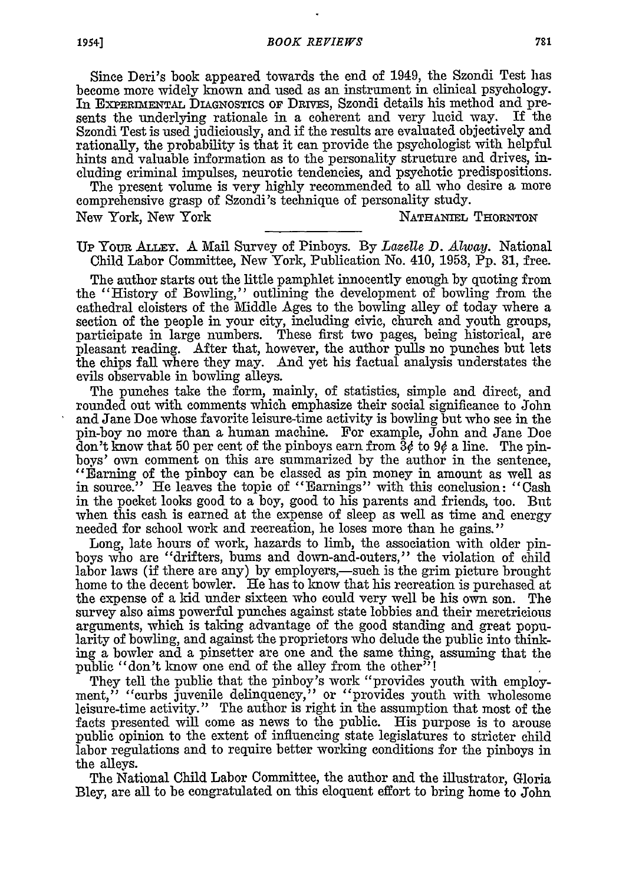Since Deri's book appeared towards the end of 1949, the Szondi Test has become more widely known and used as an instrument in clinical psychology. In EXPERIMENTAL DIAGNOSTICS OF DRIVES, Szondi details his method and presents the underlying rationale in a coherent and very lucid way. If the Szondi Test is used judiciously, and if the results are evaluated objectively and rationally, the probability is that it can provide the psychologist with helpful hints and valuable information as to the personality structure and drives, including criminal impulses, neurotic tendencies, and psychotic predispositions.

The present volume is very highly recommended to all who desire a more comprehensive grasp of Szondi's technique of personality study.

New York, New York NATHANIEL THORNTON

---

UP YOUR ALLEY. A Mail Survey of Pinboys. By *Lazelle D. Alway*. National Child Labor Committee, New York, Publication No. 410, 1953, Pp. 31, free.

The author starts out the little pamphlet innocently enough by quoting from the "History of Bowling," outlining the development of bowling from the cathedral cloisters of the Middle Ages to the bowling alley of today where a section of the people in your city, including civic, church and youth groups, participate in large numbers. These first two pages, being historical, are pleasant reading. After that, however, the author pulls no punches but lets the chips fall where they may. And yet his factual analysis understates the evils observable in bowling alleys.

The punches take the form, mainly, of statistics, simple and direct, and rounded out with comments which emphasize their social significance to John and Jane Doe whose favorite leisure-time activity is bowling but who see in the pin-boy no more than a human machine. For example, John and Jane Doe don't know that 50 per cent of the pinboys earn from 3¢ to 9¢ a line. The pinboys' own comment on this are summarized by the author in the sentence, "Earning of the pinboy can be classed as pin money in amount as well as in source." He leaves the topic of "Earnings" with this conclusion: "Cash in the pocket looks good to a boy, good to his parents and friends, too. But when this cash is earned at the expense of sleep as well as time and energy needed for school work and recreation, he loses more than he gains."

Long, late hours of work, hazards to limb, the association with older pinboys who are "drifters, bums and down-and-outers," the violation of child labor laws (if there are any) by employers,—such is the grim picture brought home to the decent bowler. He has to know that his recreation is purchased at the expense of a kid under sixteen who could very well be his own son. The survey also aims powerful punches against state lobbies and their meretricious arguments, which is taking advantage of the good standing and great popularity of bowling, and against the proprietors who delude the public into thinking a bowler and a pinsetter are one and the same thing, assuming that the public "don't know one end of the alley from the other"!

They tell the public that the pinboy's work "provides youth with employment," "curbs juvenile delinquency," or "provides youth with wholesome leisure-time activity." The author is right in the assumption that most of the facts presented will come as news to the public. His purpose is to arouse public opinion to the extent of influencing state legislatures to stricter child labor regulations and to require better working conditions for the pinboys in the alleys.

The National Child Labor Committee, the author and the illustrator, Gloria Bley, are all to be congratulated on this eloquent effort to bring home to John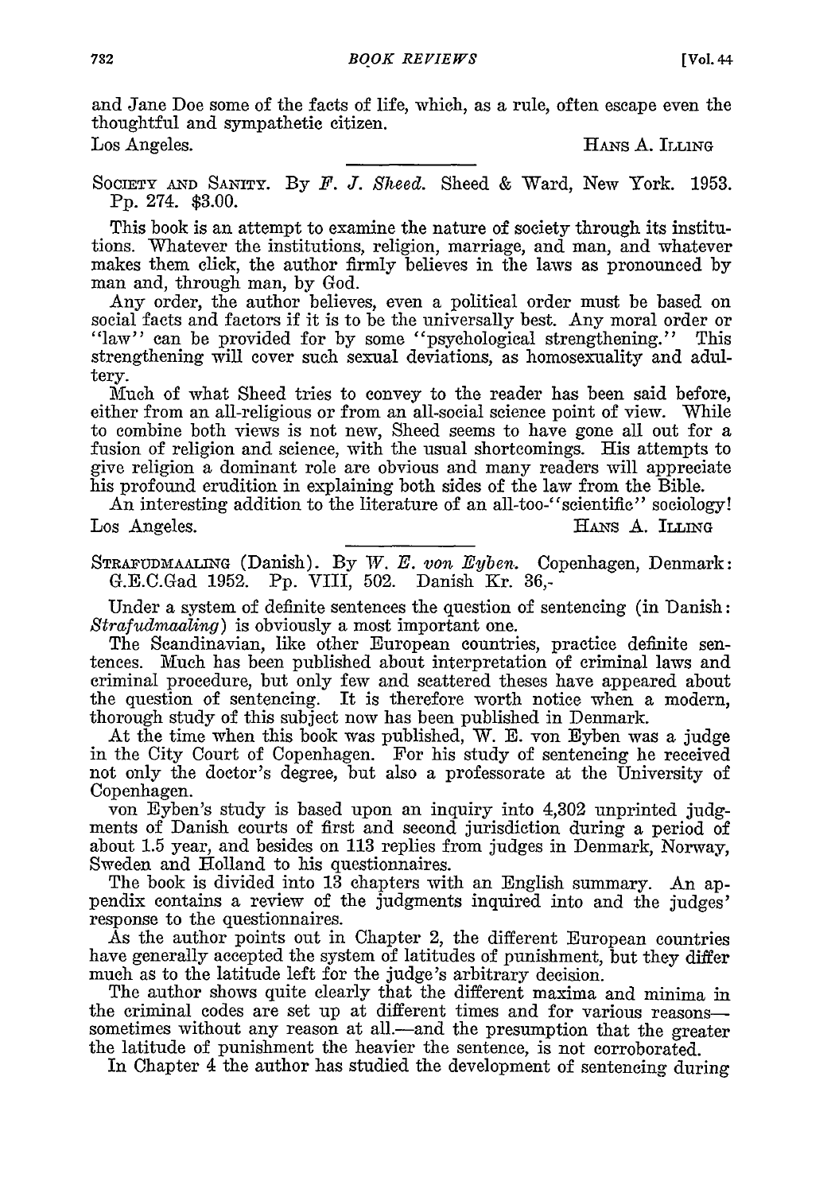and Jane Doe some of the facts of life, which, as a rule, often escape even the thoughtful and sympathetic citizen.

Los Angeles. HANS A. ILLING

---

SOCIETY AND SANITY. By *F. J. Sheed.* Sheed & Ward, New York. 1953. Pp. 274. $3.00.

This book is an attempt to examine the nature of society through its institutions. Whatever the institutions, religion, marriage, and man, and whatever makes them click, the author firmly believes in the laws as pronounced by man and, through man, by God.

Any order, the author believes, even a political order must be based on social facts and factors if it is to be the universally best. Any moral order or "law" can be provided for by some "psychological strengthening." This strengthening will cover such sexual deviations, as homosexuality and adultery.

Much of what Sheed tries to convey to the reader has been said before, either from an all-religious or from an all-social science point of view. While to combine both views is not new, Sheed seems to have gone all out for a fusion of religion and science, with the usual shortcomings. His attempts to give religion a dominant role are obvious and many readers will appreciate his profound erudition in explaining both sides of the law from the Bible.

An interesting addition to the literature of an all-too-"scientific" sociology!

Los Angeles. HANS A. ILLING

---

STRAFUDMAALING (Danish). By *W. E. von Eyben.* Copenhagen, Denmark: G.E.C.Gad 1952. Pp. VIII, 502. Danish Kr. 36,-

Under a system of definite sentences the question of sentencing (in Danish: *Strafudmaaling*) is obviously a most important one.

The Scandinavian, like other European countries, practice definite sentences. Much has been published about interpretation of criminal laws and criminal procedure, but only few and scattered theses have appeared about the question of sentencing. It is therefore worth notice when a modern, thorough study of this subject now has been published in Denmark.

At the time when this book was published, W. E. von Eyben was a judge in the City Court of Copenhagen. For his study of sentencing he received not only the doctor's degree, but also a professorate at the University of Copenhagen.

von Eyben's study is based upon an inquiry into 4,302 unprinted judgments of Danish courts of first and second jurisdiction during a period of about 1.5 year, and besides on 113 replies from judges in Denmark, Norway, Sweden and Holland to his questionnaires.

The book is divided into 13 chapters with an English summary. An appendix contains a review of the judgments inquired into and the judges' response to the questionnaires.

As the author points out in Chapter 2, the different European countries have generally accepted the system of latitudes of punishment, but they differ much as to the latitude left for the judge's arbitrary decision.

The author shows quite clearly that the different maxima and minima in the criminal codes are set up at different times and for various reasons—sometimes without any reason at all.—and the presumption that the greater the latitude of punishment the heavier the sentence, is not corroborated.

In Chapter 4 the author has studied the development of sentencing during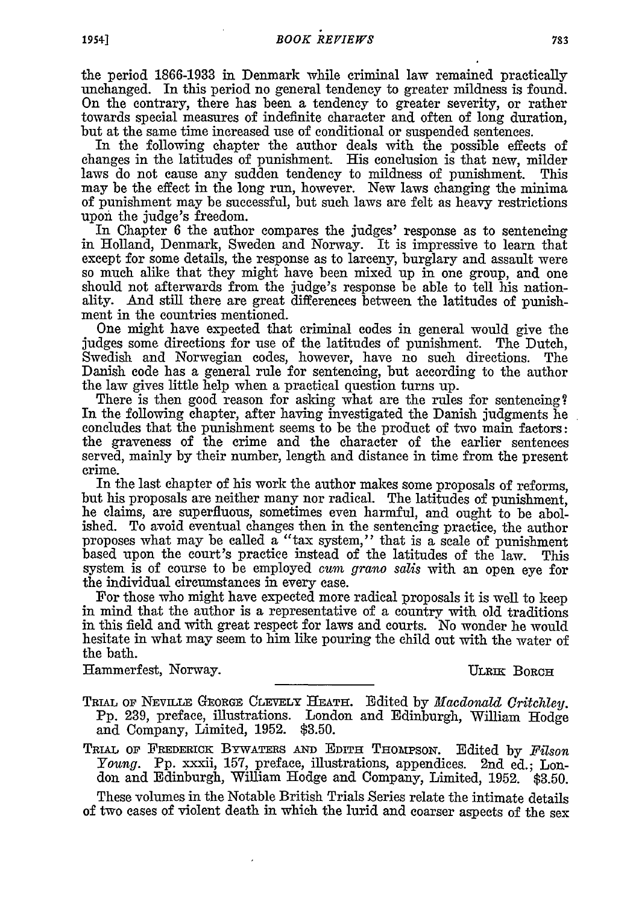the period 1866-1933 in Denmark while criminal law remained practically unchanged. In this period no general tendency to greater mildness is found. On the contrary, there has been a tendency to greater severity, or rather towards special measures of indefinite character and often of long duration, but at the same time increased use of conditional or suspended sentences.

In the following chapter the author deals with the possible effects of changes in the latitudes of punishment. His conclusion is that new, milder laws do not cause any sudden tendency to mildness of punishment. This may be the effect in the long run, however. New laws changing the minima of punishment may be successful, but such laws are felt as heavy restrictions upon the judge's freedom.

In Chapter 6 the author compares the judges' response as to sentencing in Holland, Denmark, Sweden and Norway. It is impressive to learn that except for some details, the response as to larceny, burglary and assault were so much alike that they might have been mixed up in one group, and one should not afterwards from the judge's response be able to tell his nationality. And still there are great differences between the latitudes of punishment in the countries mentioned.

One might have expected that criminal codes in general would give the judges some directions for use of the latitudes of punishment. The Dutch, Swedish and Norwegian codes, however, have no such directions. The Danish code has a general rule for sentencing, but according to the author the law gives little help when a practical question turns up.

There is then good reason for asking what are the rules for sentencing? In the following chapter, after having investigated the Danish judgments he concludes that the punishment seems to be the product of two main factors: the graveness of the crime and the character of the earlier sentences served, mainly by their number, length and distance in time from the present crime.

In the last chapter of his work the author makes some proposals of reforms, but his proposals are neither many nor radical. The latitudes of punishment, he claims, are superfluous, sometimes even harmful, and ought to be abolished. To avoid eventual changes then in the sentencing practice, the author proposes what may be called a "tax system," that is a scale of punishment based upon the court's practice instead of the latitudes of the law. This system is of course to be employed *cum grano salis* with an open eye for the individual circumstances in every case.

For those who might have expected more radical proposals it is well to keep in mind that the author is a representative of a country with old traditions in this field and with great respect for laws and courts. No wonder he would hesitate in what may seem to him like pouring the child out with the water of the bath.

Hammerfest, Norway. ULRIK BORCH

---

TRIAL OF NEVILLE GEORGE CLEVELY HEATH. Edited by *Macdonald Critchley*. Pp. 239, preface, illustrations. London and Edinburgh, William Hodge and Company, Limited, 1952. $3.50.

TRIAL OF FREDERICK BYWATERS AND EDITH THOMPSON. Edited by *Filson Young*. Pp. xxxii, 157, preface, illustrations, appendices. 2nd ed.; London and Edinburgh, William Hodge and Company, Limited, 1952. $3.50.

These volumes in the Notable British Trials Series relate the intimate details of two cases of violent death in which the lurid and coarser aspects of the sex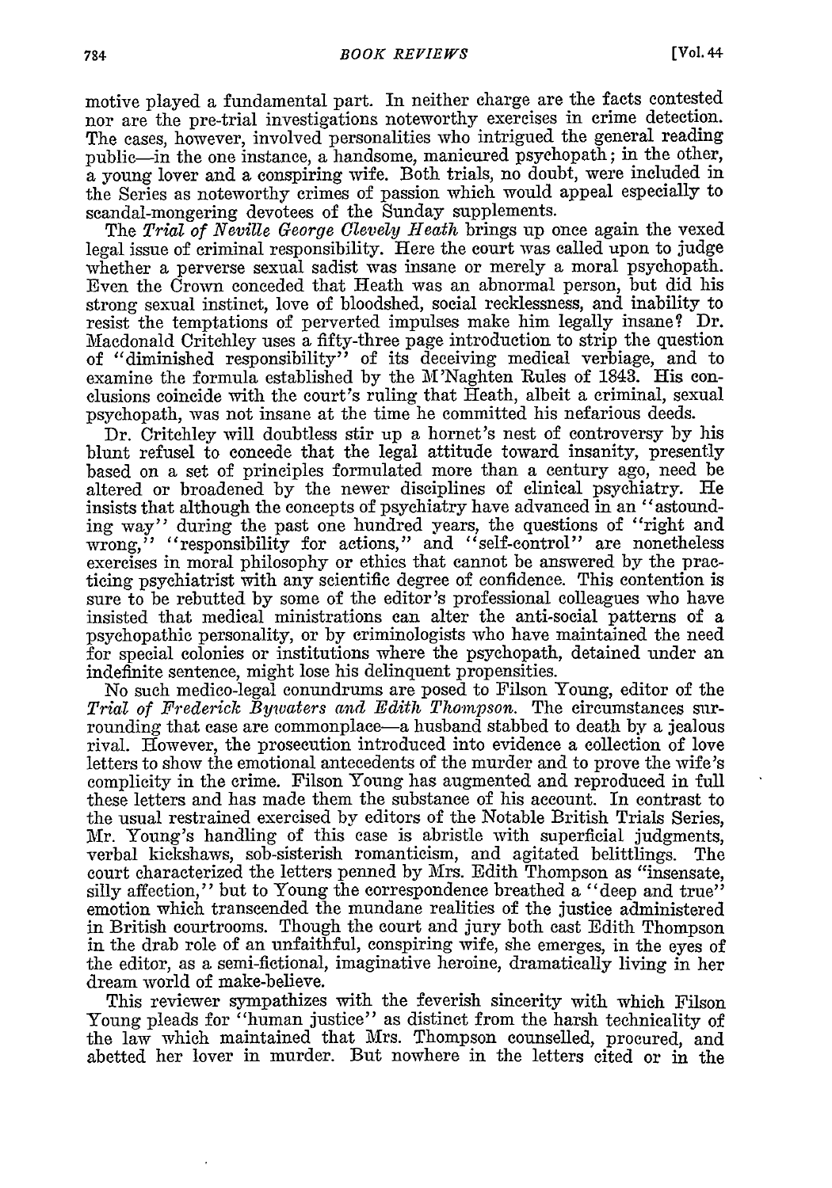motive played a fundamental part. In neither charge are the facts contested nor are the pre-trial investigations noteworthy exercises in crime detection. The cases, however, involved personalities who intrigued the general reading public—in the one instance, a handsome, manicured psychopath; in the other, a young lover and a conspiring wife. Both trials, no doubt, were included in the Series as noteworthy crimes of passion which would appeal especially to scandal-mongering devotees of the Sunday supplements.

The *Trial of Neville George Clevely Heath* brings up once again the vexed legal issue of criminal responsibility. Here the court was called upon to judge whether a perverse sexual sadist was insane or merely a moral psychopath. Even the Crown conceded that Heath was an abnormal person, but did his strong sexual instinct, love of bloodshed, social recklessness, and inability to resist the temptations of perverted impulses make him legally insane? Dr. Macdonald Critchley uses a fifty-three page introduction to strip the question of "diminished responsibility" of its deceiving medical verbiage, and to examine the formula established by the M'Naghten Rules of 1843. His conclusions coincide with the court's ruling that Heath, albeit a criminal, sexual psychopath, was not insane at the time he committed his nefarious deeds.

Dr. Critchley will doubtless stir up a hornet's nest of controversy by his blunt refusel to concede that the legal attitude toward insanity, presently based on a set of principles formulated more than a century ago, need be altered or broadened by the newer disciplines of clinical psychiatry. He insists that although the concepts of psychiatry have advanced in an "astounding way" during the past one hundred years, the questions of "right and wrong," "responsibility for actions," and "self-control" are nonetheless exercises in moral philosophy or ethics that cannot be answered by the practicing psychiatrist with any scientific degree of confidence. This contention is sure to be rebutted by some of the editor's professional colleagues who have insisted that medical ministrations can alter the anti-social patterns of a psychopathic personality, or by criminologists who have maintained the need for special colonies or institutions where the psychopath, detained under an indefinite sentence, might lose his delinquent propensities.

No such medico-legal conundrums are posed to Filson Young, editor of the *Trial of Frederick Bywaters and Edith Thompson.* The circumstances surrounding that case are commonplace—a husband stabbed to death by a jealous rival. However, the prosecution introduced into evidence a collection of love letters to show the emotional antecedents of the murder and to prove the wife's complicity in the crime. Filson Young has augmented and reproduced in full these letters and has made them the substance of his account. In contrast to the usual restrained exercised by editors of the Notable British Trials Series, Mr. Young's handling of this case is abristle with superficial judgments, verbal kickshaws, sob-sisterish romanticism, and agitated belittlings. The court characterized the letters penned by Mrs. Edith Thompson as "insensate, silly affection," but to Young the correspondence breathed a "deep and true" emotion which transcended the mundane realities of the justice administered in British courtrooms. Though the court and jury both cast Edith Thompson in the drab role of an unfaithful, conspiring wife, she emerges, in the eyes of the editor, as a semi-fictional, imaginative heroine, dramatically living in her dream world of make-believe.

This reviewer sympathizes with the feverish sincerity with which Filson Young pleads for "human justice" as distinct from the harsh technicality of the law which maintained that Mrs. Thompson counselled, procured, and abetted her lover in murder. But nowhere in the letters cited or in the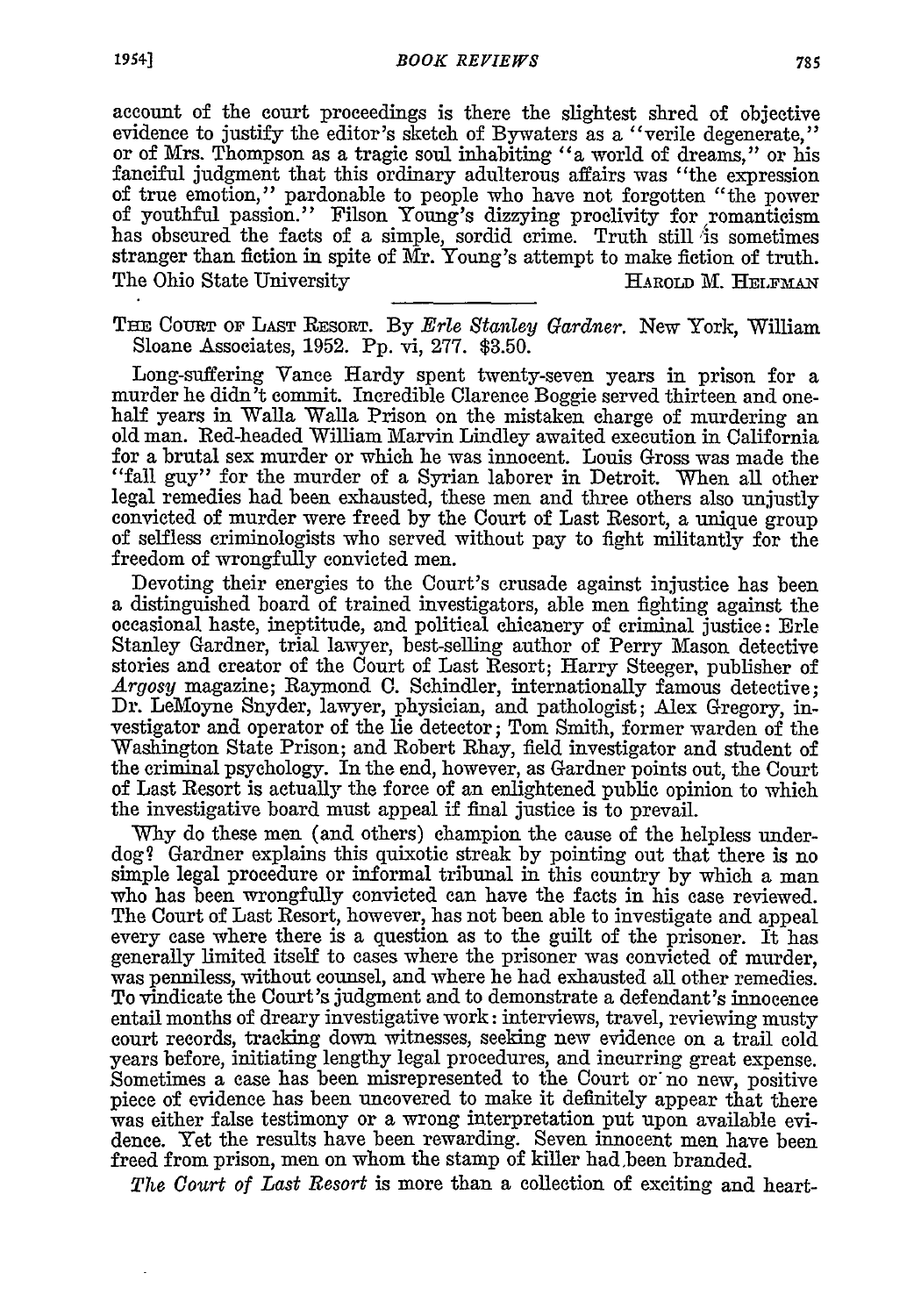account of the court proceedings is there the slightest shred of objective evidence to justify the editor's sketch of Bywaters as a "verile degenerate," or of Mrs. Thompson as a tragic soul inhabiting "a world of dreams," or his fanciful judgment that this ordinary adulterous affairs was "the expression of true emotion," pardonable to people who have not forgotten "the power of youthful passion." Filson Young's dizzying proclivity for romanticism has obscured the facts of a simple, sordid crime. Truth still is sometimes stranger than fiction in spite of Mr. Young's attempt to make fiction of truth.

The Ohio State University — HAROLD M. HELFMAN

---

THE COURT OF LAST RESORT. By *Erle Stanley Gardner*. New York, William Sloane Associates, 1952. Pp. vi, 277. $3.50.

Long-suffering Vance Hardy spent twenty-seven years in prison for a murder he didn't commit. Incredible Clarence Boggie served thirteen and one-half years in Walla Walla Prison on the mistaken charge of murdering an old man. Red-headed William Marvin Lindley awaited execution in California for a brutal sex murder or which he was innocent. Louis Gross was made the "fall guy" for the murder of a Syrian laborer in Detroit. When all other legal remedies had been exhausted, these men and three others also unjustly convicted of murder were freed by the Court of Last Resort, a unique group of selfless criminologists who served without pay to fight militantly for the freedom of wrongfully convicted men.

Devoting their energies to the Court's crusade against injustice has been a distinguished board of trained investigators, able men fighting against the occasional haste, ineptitude, and political chicanery of criminal justice: Erle Stanley Gardner, trial lawyer, best-selling author of Perry Mason detective stories and creator of the Court of Last Resort; Harry Steeger, publisher of *Argosy* magazine; Raymond C. Schindler, internationally famous detective; Dr. LeMoyne Snyder, lawyer, physician, and pathologist; Alex Gregory, investigator and operator of the lie detector; Tom Smith, former warden of the Washington State Prison; and Robert Rhay, field investigator and student of the criminal psychology. In the end, however, as Gardner points out, the Court of Last Resort is actually the force of an enlightened public opinion to which the investigative board must appeal if final justice is to prevail.

Why do these men (and others) champion the cause of the helpless underdog? Gardner explains this quixotic streak by pointing out that there is no simple legal procedure or informal tribunal in this country by which a man who has been wrongfully convicted can have the facts in his case reviewed. The Court of Last Resort, however, has not been able to investigate and appeal every case where there is a question as to the guilt of the prisoner. It has generally limited itself to cases where the prisoner was convicted of murder, was penniless, without counsel, and where he had exhausted all other remedies. To vindicate the Court's judgment and to demonstrate a defendant's innocence entail months of dreary investigative work: interviews, travel, reviewing musty court records, tracking down witnesses, seeking new evidence on a trail cold years before, initiating lengthy legal procedures, and incurring great expense. Sometimes a case has been misrepresented to the Court or no new, positive piece of evidence has been uncovered to make it definitely appear that there was either false testimony or a wrong interpretation put upon available evidence. Yet the results have been rewarding. Seven innocent men have been freed from prison, men on whom the stamp of killer had been branded.

*The Court of Last Resort* is more than a collection of exciting and heart-